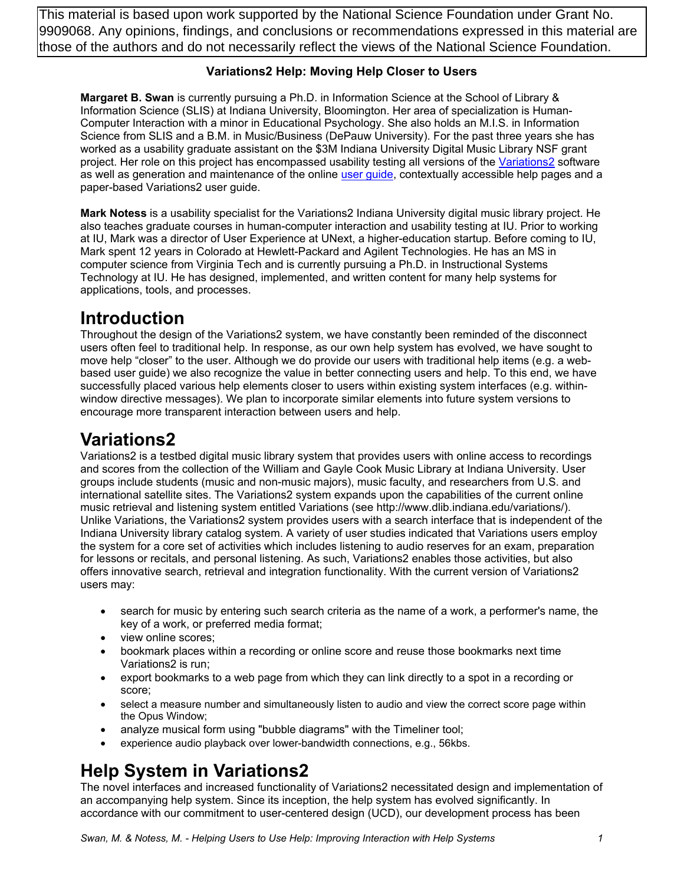This material is based upon work supported by the National Science Foundation under Grant No. 9909068. Any opinions, findings, and conclusions or recommendations expressed in this material are those of the authors and do not necessarily reflect the views of the National Science Foundation.

**Variations2 Help: Moving Help Closer to Users**

**Margaret B. Swan** is currently pursuing a Ph.D. in Information Science at the School of Library & Information Science (SLIS) at Indiana University, Bloomington. Her area of specialization is Human-Computer Interaction with a minor in Educational Psychology. She also holds an M.I.S. in Information Science from SLIS and a B.M. in Music/Business (DePauw University). For the past three years she has worked as a usability graduate assistant on the $3M Indiana University Digital Music Library NSF grant project. Her role on this project has encompassed usability testing all versions of the Variations2 software as well as generation and maintenance of the online user guide, contextually accessible help pages and a paper-based Variations2 user guide.

**Mark Notess** is a usability specialist for the Variations2 Indiana University digital music library project. He also teaches graduate courses in human-computer interaction and usability testing at IU. Prior to working at IU, Mark was a director of User Experience at UNext, a higher-education startup. Before coming to IU, Mark spent 12 years in Colorado at Hewlett-Packard and Agilent Technologies. He has an MS in computer science from Virginia Tech and is currently pursuing a Ph.D. in Instructional Systems Technology at IU. He has designed, implemented, and written content for many help systems for applications, tools, and processes.

# Introduction

Throughout the design of the Variations2 system, we have constantly been reminded of the disconnect users often feel to traditional help. In response, as our own help system has evolved, we have sought to move help "closer" to the user. Although we do provide our users with traditional help items (e.g. a web-based user guide) we also recognize the value in better connecting users and help. To this end, we have successfully placed various help elements closer to users within existing system interfaces (e.g. within-window directive messages). We plan to incorporate similar elements into future system versions to encourage more transparent interaction between users and help.

# Variations2

Variations2 is a testbed digital music library system that provides users with online access to recordings and scores from the collection of the William and Gayle Cook Music Library at Indiana University. User groups include students (music and non-music majors), music faculty, and researchers from U.S. and international satellite sites. The Variations2 system expands upon the capabilities of the current online music retrieval and listening system entitled Variations (see http://www.dlib.indiana.edu/variations/). Unlike Variations, the Variations2 system provides users with a search interface that is independent of the Indiana University library catalog system. A variety of user studies indicated that Variations users employ the system for a core set of activities which includes listening to audio reserves for an exam, preparation for lessons or recitals, and personal listening. As such, Variations2 enables those activities, but also offers innovative search, retrieval and integration functionality. With the current version of Variations2 users may:

- search for music by entering such search criteria as the name of a work, a performer's name, the key of a work, or preferred media format;
- view online scores;
- bookmark places within a recording or online score and reuse those bookmarks next time Variations2 is run;
- export bookmarks to a web page from which they can link directly to a spot in a recording or score;
- select a measure number and simultaneously listen to audio and view the correct score page within the Opus Window;
- analyze musical form using "bubble diagrams" with the Timeliner tool;
- experience audio playback over lower-bandwidth connections, e.g., 56kbs.

# Help System in Variations2

The novel interfaces and increased functionality of Variations2 necessitated design and implementation of an accompanying help system. Since its inception, the help system has evolved significantly. In accordance with our commitment to user-centered design (UCD), our development process has been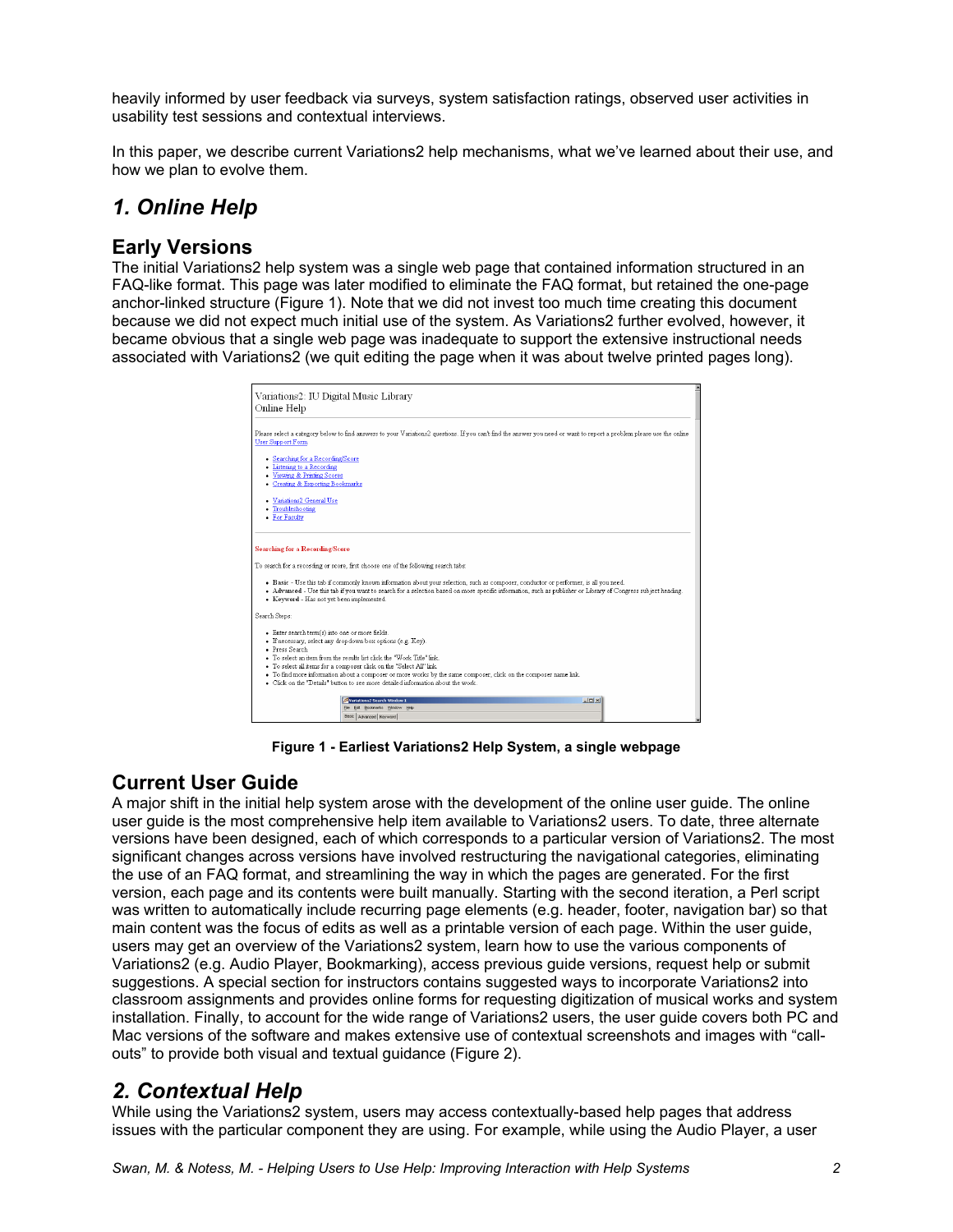heavily informed by user feedback via surveys, system satisfaction ratings, observed user activities in usability test sessions and contextual interviews.

In this paper, we describe current Variations2 help mechanisms, what we've learned about their use, and how we plan to evolve them.

## *1. Online Help*

### Early Versions

The initial Variations2 help system was a single web page that contained information structured in an FAQ-like format. This page was later modified to eliminate the FAQ format, but retained the one-page anchor-linked structure (Figure 1). Note that we did not invest too much time creating this document because we did not expect much initial use of the system. As Variations2 further evolved, however, it became obvious that a single web page was inadequate to support the extensive instructional needs associated with Variations2 (we quit editing the page when it was about twelve printed pages long).

**Figure 1 - Earliest Variations2 Help System, a single webpage**

### Current User Guide

A major shift in the initial help system arose with the development of the online user guide. The online user guide is the most comprehensive help item available to Variations2 users. To date, three alternate versions have been designed, each of which corresponds to a particular version of Variations2. The most significant changes across versions have involved restructuring the navigational categories, eliminating the use of an FAQ format, and streamlining the way in which the pages are generated. For the first version, each page and its contents were built manually. Starting with the second iteration, a Perl script was written to automatically include recurring page elements (e.g. header, footer, navigation bar) so that main content was the focus of edits as well as a printable version of each page. Within the user guide, users may get an overview of the Variations2 system, learn how to use the various components of Variations2 (e.g. Audio Player, Bookmarking), access previous guide versions, request help or submit suggestions. A special section for instructors contains suggested ways to incorporate Variations2 into classroom assignments and provides online forms for requesting digitization of musical works and system installation. Finally, to account for the wide range of Variations2 users, the user guide covers both PC and Mac versions of the software and makes extensive use of contextual screenshots and images with "call-outs" to provide both visual and textual guidance (Figure 2).

## *2. Contextual Help*

While using the Variations2 system, users may access contextually-based help pages that address issues with the particular component they are using. For example, while using the Audio Player, a user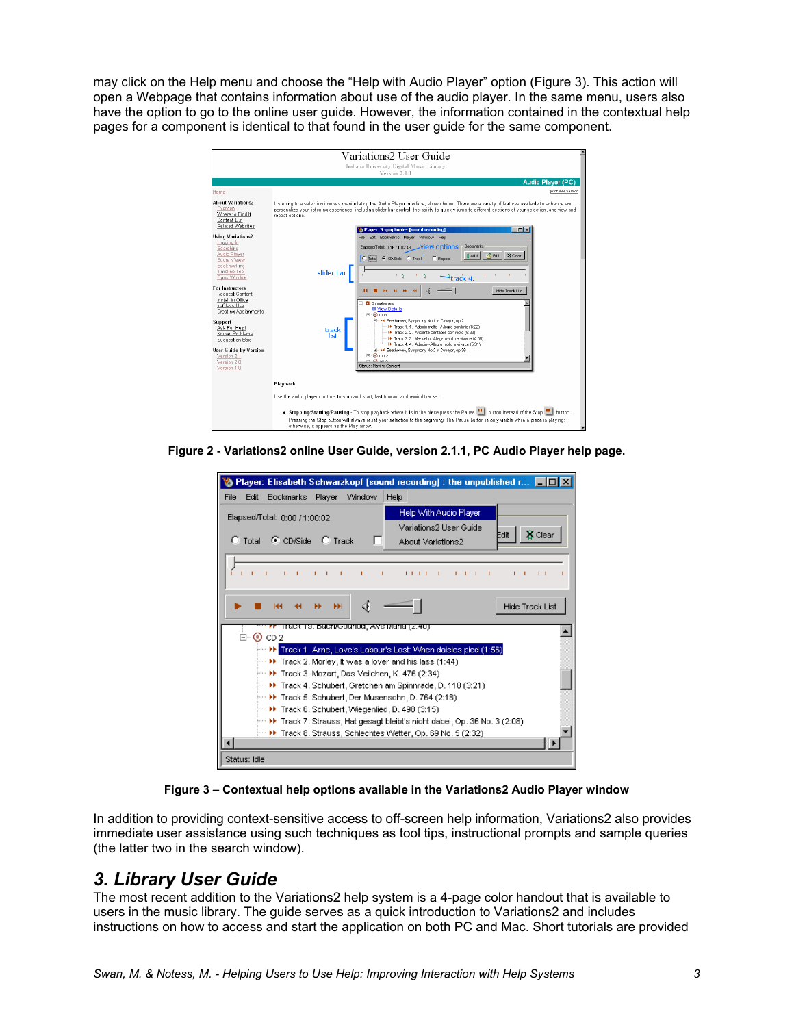may click on the Help menu and choose the "Help with Audio Player" option (Figure 3). This action will open a Webpage that contains information about use of the audio player. In the same menu, users also have the option to go to the online user guide. However, the information contained in the contextual help pages for a component is identical to that found in the user guide for the same component.

**Figure 2 - Variations2 online User Guide, version 2.1.1, PC Audio Player help page.**

**Figure 3 – Contextual help options available in the Variations2 Audio Player window**

In addition to providing context-sensitive access to off-screen help information, Variations2 also provides immediate user assistance using such techniques as tool tips, instructional prompts and sample queries (the latter two in the search window).

## 3. Library User Guide

The most recent addition to the Variations2 help system is a 4-page color handout that is available to users in the music library. The guide serves as a quick introduction to Variations2 and includes instructions on how to access and start the application on both PC and Mac. Short tutorials are provided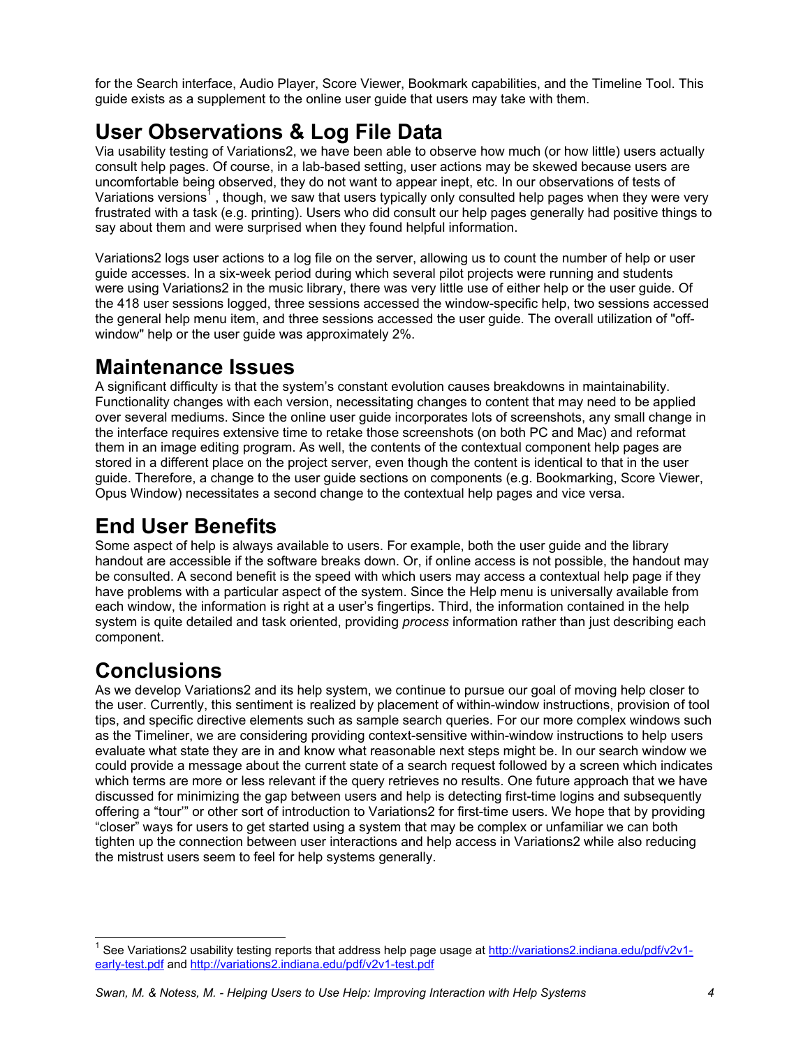for the Search interface, Audio Player, Score Viewer, Bookmark capabilities, and the Timeline Tool. This guide exists as a supplement to the online user guide that users may take with them.

## User Observations & Log File Data

Via usability testing of Variations2, we have been able to observe how much (or how little) users actually consult help pages. Of course, in a lab-based setting, user actions may be skewed because users are uncomfortable being observed, they do not want to appear inept, etc. In our observations of tests of Variations versions[1] , though, we saw that users typically only consulted help pages when they were very frustrated with a task (e.g. printing). Users who did consult our help pages generally had positive things to say about them and were surprised when they found helpful information.

Variations2 logs user actions to a log file on the server, allowing us to count the number of help or user guide accesses. In a six-week period during which several pilot projects were running and students were using Variations2 in the music library, there was very little use of either help or the user guide. Of the 418 user sessions logged, three sessions accessed the window-specific help, two sessions accessed the general help menu item, and three sessions accessed the user guide. The overall utilization of "off-window" help or the user guide was approximately 2%.

## Maintenance Issues

A significant difficulty is that the system's constant evolution causes breakdowns in maintainability. Functionality changes with each version, necessitating changes to content that may need to be applied over several mediums. Since the online user guide incorporates lots of screenshots, any small change in the interface requires extensive time to retake those screenshots (on both PC and Mac) and reformat them in an image editing program. As well, the contents of the contextual component help pages are stored in a different place on the project server, even though the content is identical to that in the user guide. Therefore, a change to the user guide sections on components (e.g. Bookmarking, Score Viewer, Opus Window) necessitates a second change to the contextual help pages and vice versa.

## End User Benefits

Some aspect of help is always available to users. For example, both the user guide and the library handout are accessible if the software breaks down. Or, if online access is not possible, the handout may be consulted. A second benefit is the speed with which users may access a contextual help page if they have problems with a particular aspect of the system. Since the Help menu is universally available from each window, the information is right at a user's fingertips. Third, the information contained in the help system is quite detailed and task oriented, providing *process* information rather than just describing each component.

## Conclusions

As we develop Variations2 and its help system, we continue to pursue our goal of moving help closer to the user. Currently, this sentiment is realized by placement of within-window instructions, provision of tool tips, and specific directive elements such as sample search queries. For our more complex windows such as the Timeliner, we are considering providing context-sensitive within-window instructions to help users evaluate what state they are in and know what reasonable next steps might be. In our search window we could provide a message about the current state of a search request followed by a screen which indicates which terms are more or less relevant if the query retrieves no results. One future approach that we have discussed for minimizing the gap between users and help is detecting first-time logins and subsequently offering a "tour'" or other sort of introduction to Variations2 for first-time users. We hope that by providing "closer" ways for users to get started using a system that may be complex or unfamiliar we can both tighten up the connection between user interactions and help access in Variations2 while also reducing the mistrust users seem to feel for help systems generally.

---

[1] See Variations2 usability testing reports that address help page usage at http://variations2.indiana.edu/pdf/v2v1-early-test.pdf and http://variations2.indiana.edu/pdf/v2v1-test.pdf